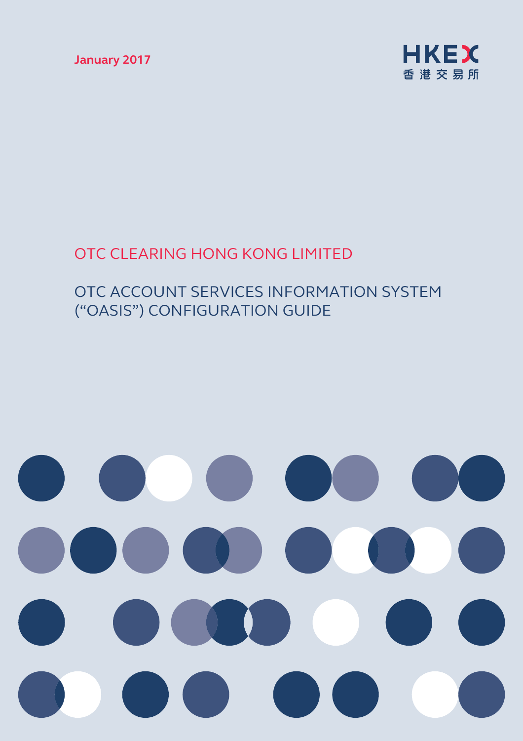January 2017

HKEX
香港交易所

# OTC CLEARING HONG KONG LIMITED

## OTC ACCOUNT SERVICES INFORMATION SYSTEM ("OASIS") CONFIGURATION GUIDE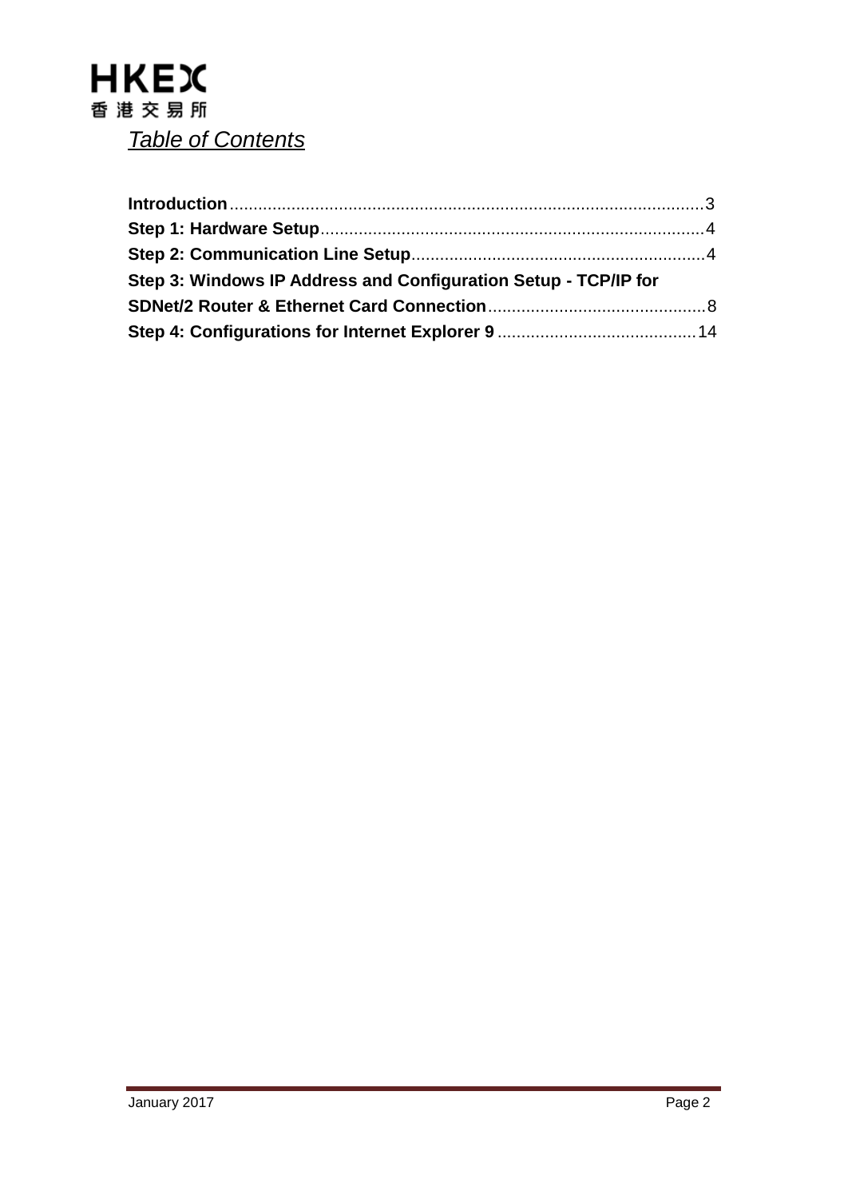*Table of Contents*

**Introduction** .......... 3
**Step 1: Hardware Setup** .......... 4
**Step 2: Communication Line Setup** .......... 4
**Step 3: Windows IP Address and Configuration Setup - TCP/IP for SDNet/2 Router & Ethernet Card Connection** .......... 8
**Step 4: Configurations for Internet Explorer 9** .......... 14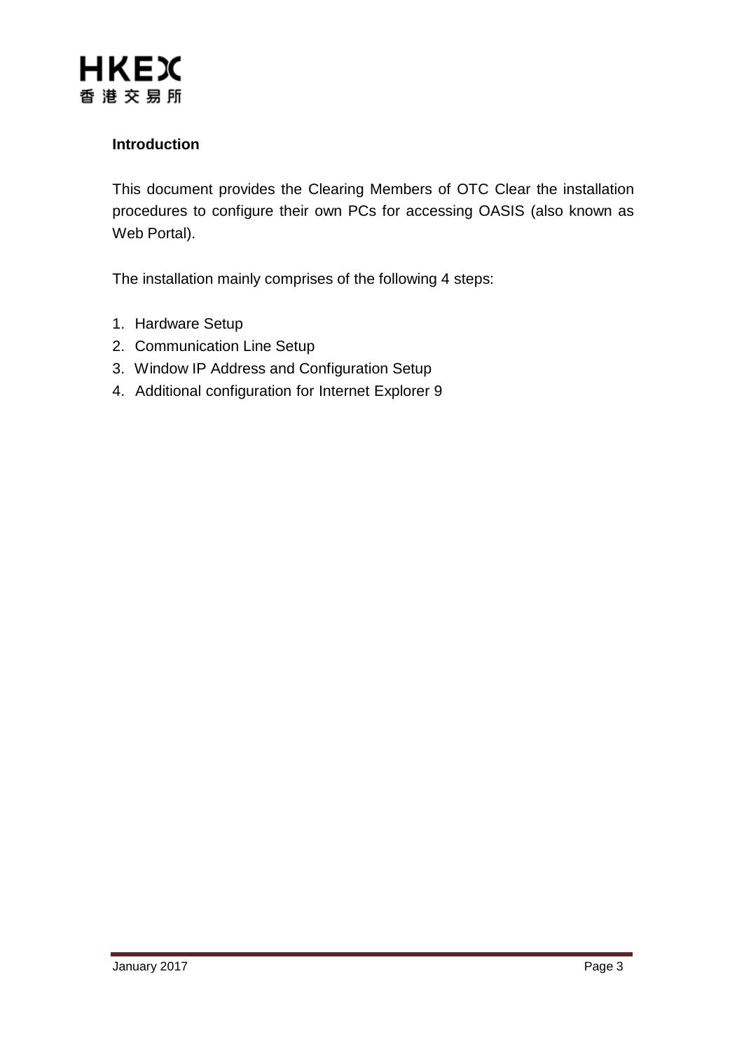## Introduction

This document provides the Clearing Members of OTC Clear the installation procedures to configure their own PCs for accessing OASIS (also known as Web Portal).

The installation mainly comprises of the following 4 steps:

1. Hardware Setup
2. Communication Line Setup
3. Window IP Address and Configuration Setup
4. Additional configuration for Internet Explorer 9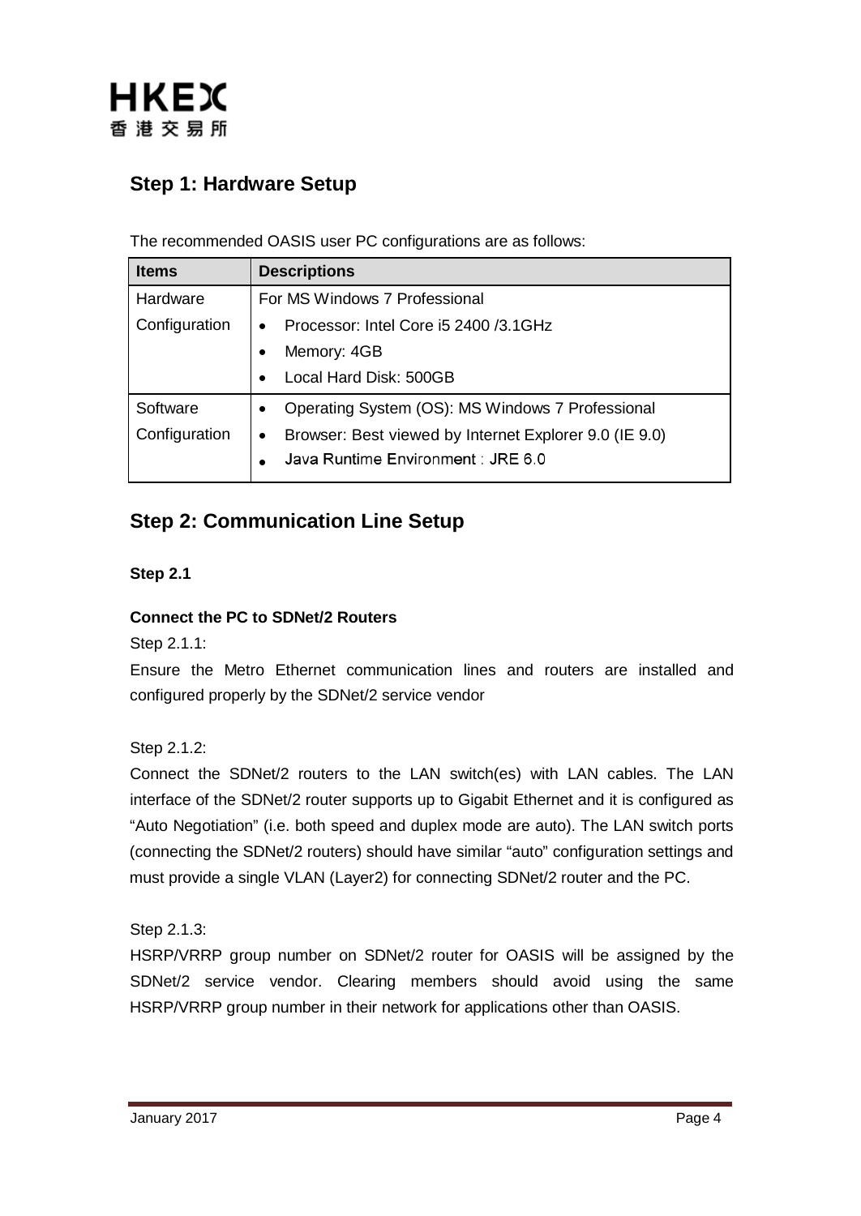## Step 1: Hardware Setup

The recommended OASIS user PC configurations are as follows:

| Items | Descriptions |
| --- | --- |
| Hardware Configuration | For MS Windows 7 Professional<br>• Processor: Intel Core i5 2400 /3.1GHz<br>• Memory: 4GB<br>• Local Hard Disk: 500GB |
| Software Configuration | • Operating System (OS): MS Windows 7 Professional<br>• Browser: Best viewed by Internet Explorer 9.0 (IE 9.0)<br>• Java Runtime Environment : JRE 6.0 |

## Step 2: Communication Line Setup

**Step 2.1**

**Connect the PC to SDNet/2 Routers**

Step 2.1.1:

Ensure the Metro Ethernet communication lines and routers are installed and configured properly by the SDNet/2 service vendor

Step 2.1.2:

Connect the SDNet/2 routers to the LAN switch(es) with LAN cables. The LAN interface of the SDNet/2 router supports up to Gigabit Ethernet and it is configured as "Auto Negotiation" (i.e. both speed and duplex mode are auto). The LAN switch ports (connecting the SDNet/2 routers) should have similar "auto" configuration settings and must provide a single VLAN (Layer2) for connecting SDNet/2 router and the PC.

Step 2.1.3:

HSRP/VRRP group number on SDNet/2 router for OASIS will be assigned by the SDNet/2 service vendor. Clearing members should avoid using the same HSRP/VRRP group number in their network for applications other than OASIS.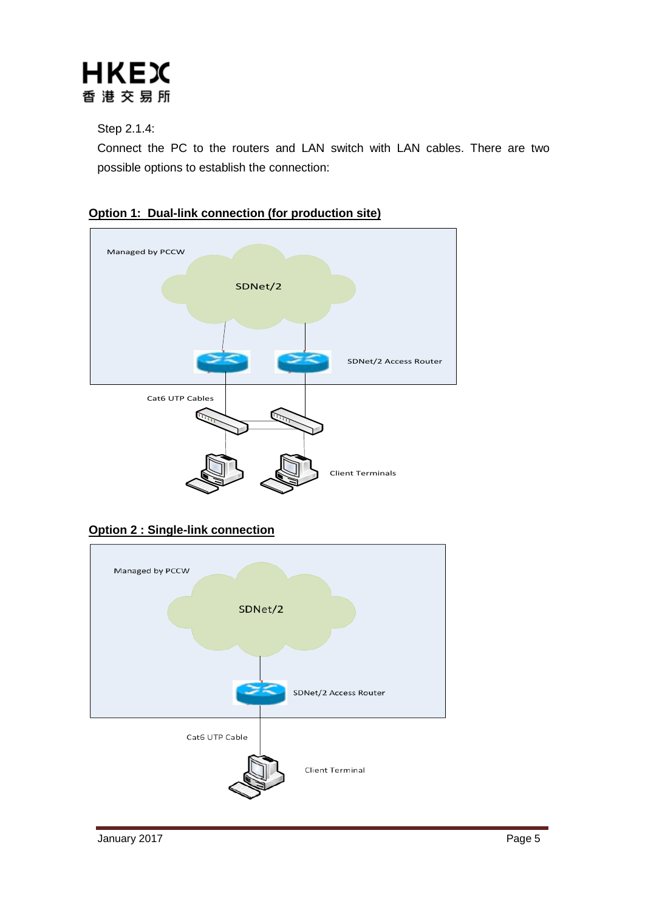Step 2.1.4:

Connect the PC to the routers and LAN switch with LAN cables. There are two possible options to establish the connection:

**Option 1: Dual-link connection (for production site)**

Managed by PCCW

SDNet/2

SDNet/2 Access Router

Cat6 UTP Cables

Client Terminals

**Option 2 : Single-link connection**

Managed by PCCW

SDNet/2

SDNet/2 Access Router

Cat6 UTP Cable

Client Terminal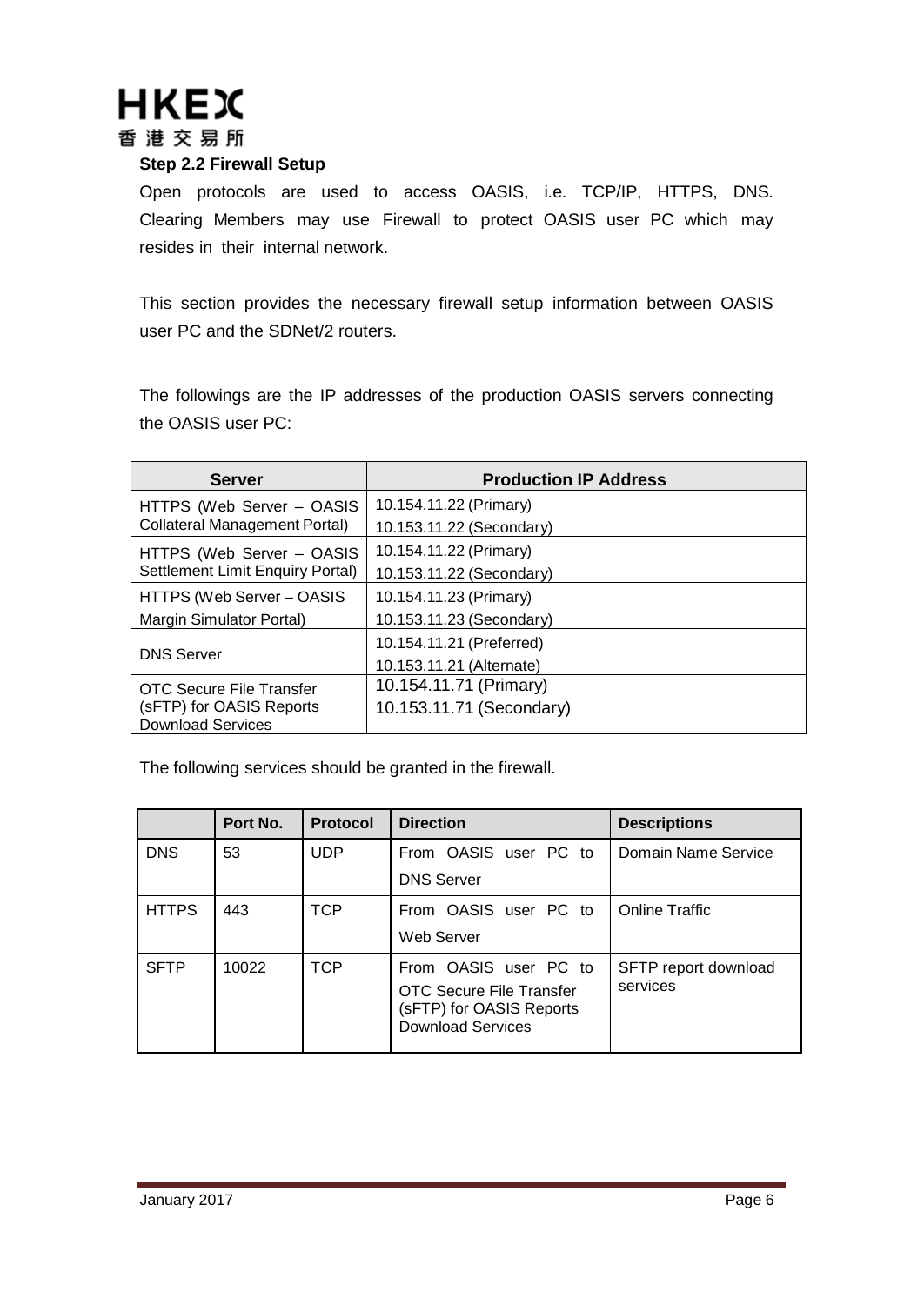**Step 2.2 Firewall Setup**

Open protocols are used to access OASIS, i.e. TCP/IP, HTTPS, DNS. Clearing Members may use Firewall to protect OASIS user PC which may resides in their internal network.

This section provides the necessary firewall setup information between OASIS user PC and the SDNet/2 routers.

The followings are the IP addresses of the production OASIS servers connecting the OASIS user PC:

| Server | Production IP Address |
|---|---|
| HTTPS (Web Server – OASIS Collateral Management Portal) | 10.154.11.22 (Primary)<br>10.153.11.22 (Secondary) |
| HTTPS (Web Server – OASIS Settlement Limit Enquiry Portal) | 10.154.11.22 (Primary)<br>10.153.11.22 (Secondary) |
| HTTPS (Web Server – OASIS Margin Simulator Portal) | 10.154.11.23 (Primary)<br>10.153.11.23 (Secondary) |
| DNS Server | 10.154.11.21 (Preferred)<br>10.153.11.21 (Alternate) |
| OTC Secure File Transfer (sFTP) for OASIS Reports Download Services | 10.154.11.71 (Primary)<br>10.153.11.71 (Secondary) |

The following services should be granted in the firewall.

| | Port No. | Protocol | Direction | Descriptions |
|---|---|---|---|---|
| DNS | 53 | UDP | From OASIS user PC to DNS Server | Domain Name Service |
| HTTPS | 443 | TCP | From OASIS user PC to Web Server | Online Traffic |
| SFTP | 10022 | TCP | From OASIS user PC to OTC Secure File Transfer (sFTP) for OASIS Reports Download Services | SFTP report download services |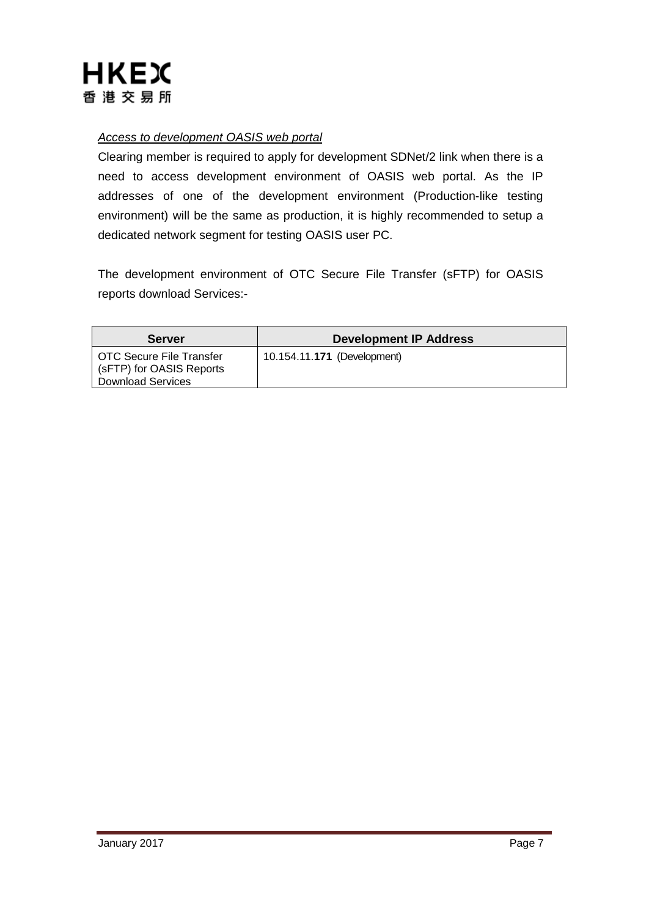*Access to development OASIS web portal*

Clearing member is required to apply for development SDNet/2 link when there is a need to access development environment of OASIS web portal. As the IP addresses of one of the development environment (Production-like testing environment) will be the same as production, it is highly recommended to setup a dedicated network segment for testing OASIS user PC.

The development environment of OTC Secure File Transfer (sFTP) for OASIS reports download Services:-

| Server | Development IP Address |
|---|---|
| OTC Secure File Transfer (sFTP) for OASIS Reports Download Services | 10.154.11.**171** (Development) |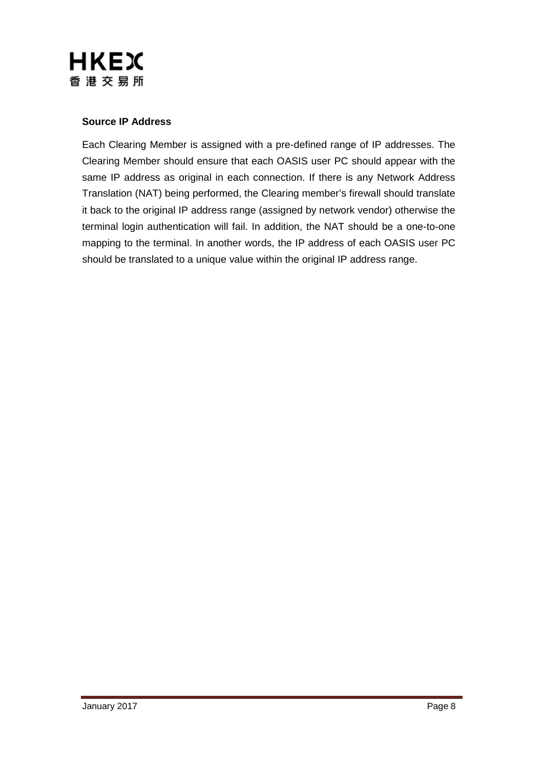**Source IP Address**

Each Clearing Member is assigned with a pre-defined range of IP addresses. The Clearing Member should ensure that each OASIS user PC should appear with the same IP address as original in each connection. If there is any Network Address Translation (NAT) being performed, the Clearing member's firewall should translate it back to the original IP address range (assigned by network vendor) otherwise the terminal login authentication will fail. In addition, the NAT should be a one-to-one mapping to the terminal. In another words, the IP address of each OASIS user PC should be translated to a unique value within the original IP address range.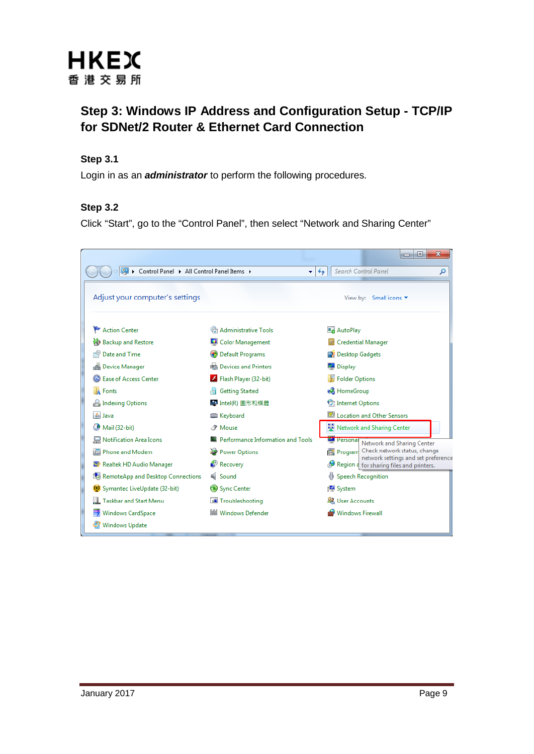# Step 3: Windows IP Address and Configuration Setup - TCP/IP for SDNet/2 Router & Ethernet Card Connection

### Step 3.1

Login in as an ***administrator*** to perform the following procedures.

### Step 3.2

Click "Start", go to the "Control Panel", then select "Network and Sharing Center"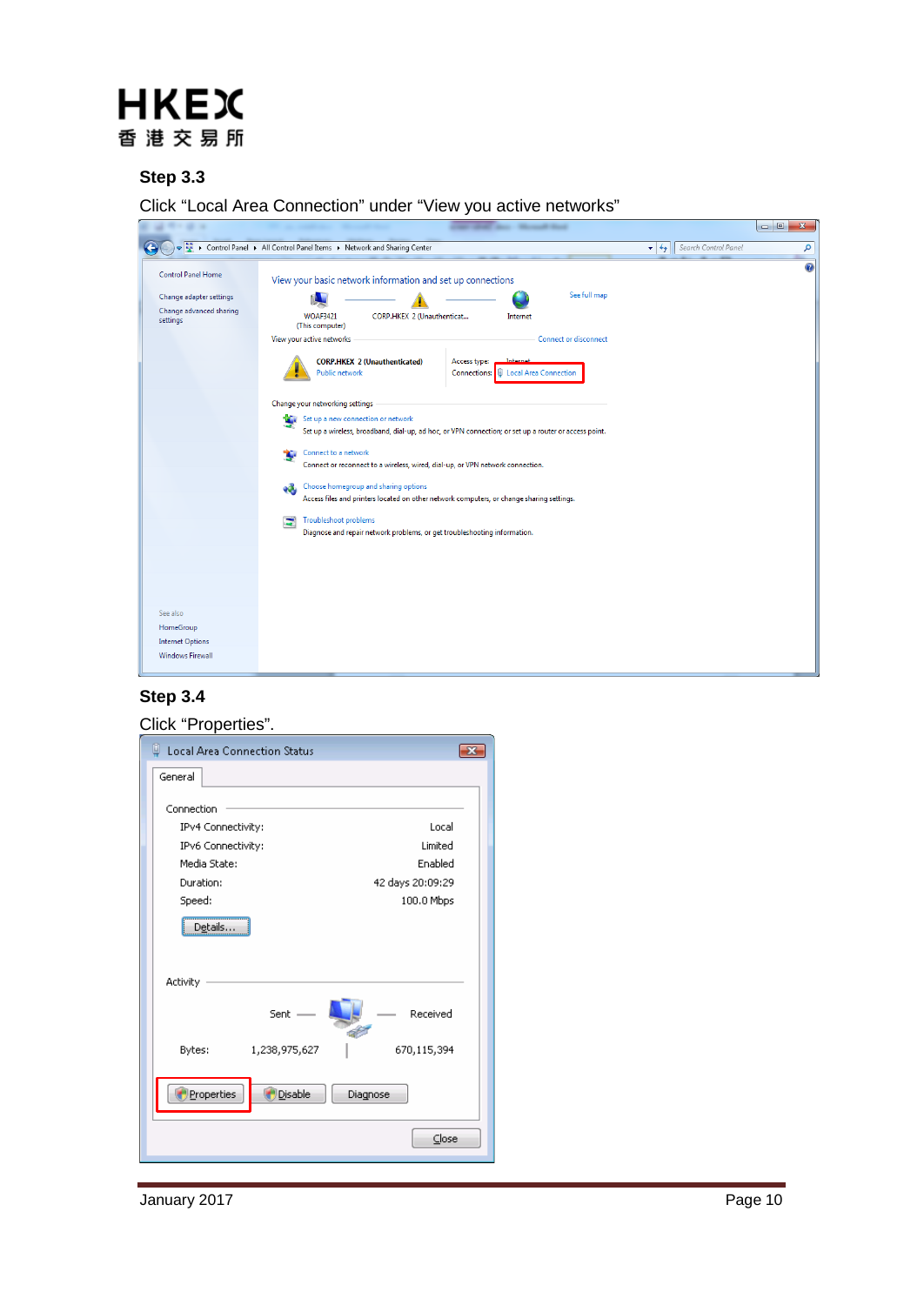### Step 3.3

Click "Local Area Connection" under "View you active networks"

### Step 3.4

Click "Properties".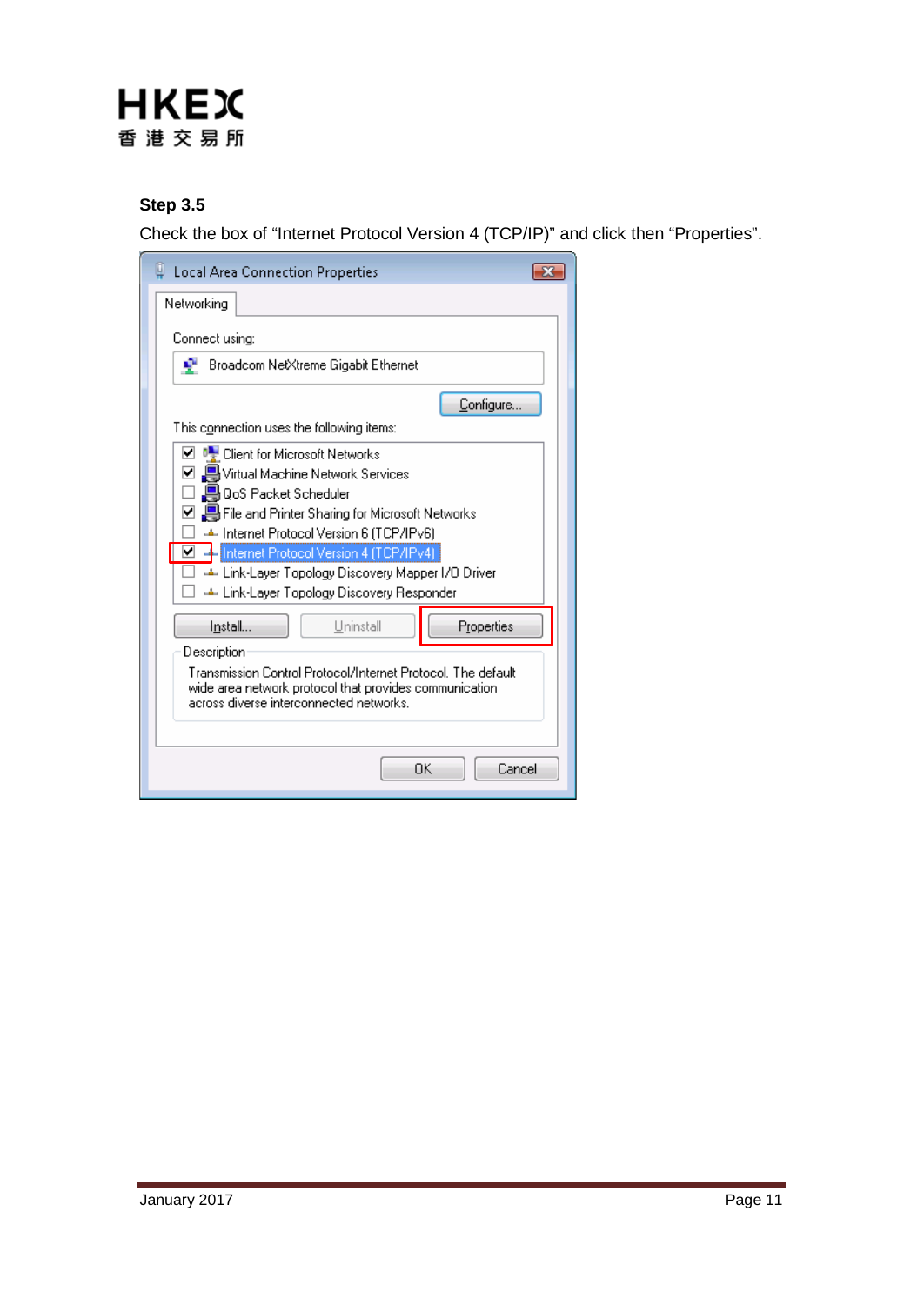**Step 3.5**

Check the box of “Internet Protocol Version 4 (TCP/IP)” and click then “Properties”.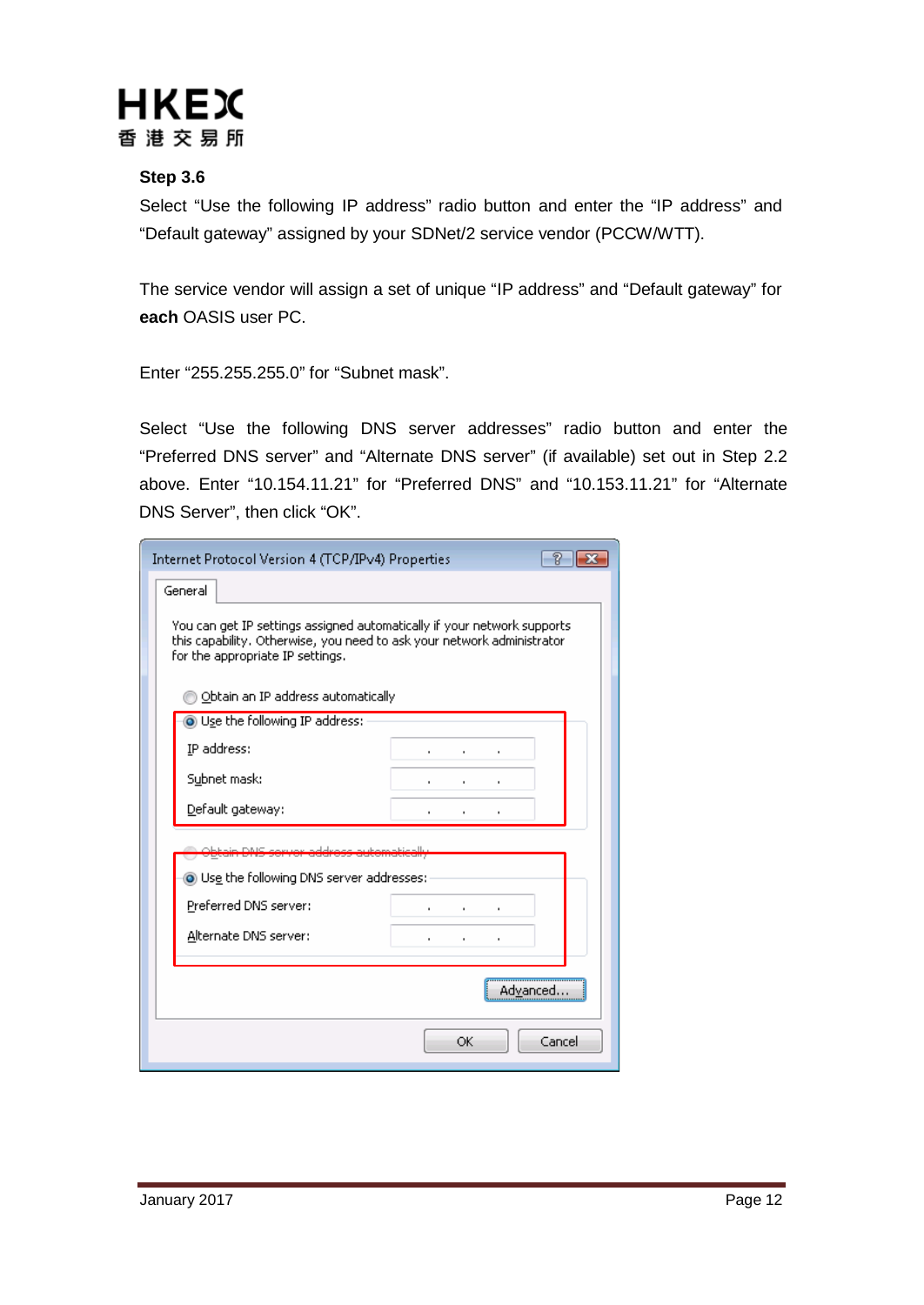### Step 3.6

Select “Use the following IP address” radio button and enter the “IP address” and “Default gateway” assigned by your SDNet/2 service vendor (PCCW/WTT).

The service vendor will assign a set of unique “IP address” and “Default gateway” for **each** OASIS user PC.

Enter “255.255.255.0” for “Subnet mask”.

Select “Use the following DNS server addresses” radio button and enter the “Preferred DNS server” and “Alternate DNS server” (if available) set out in Step 2.2 above. Enter “10.154.11.21” for “Preferred DNS” and “10.153.11.21” for “Alternate DNS Server”, then click “OK”.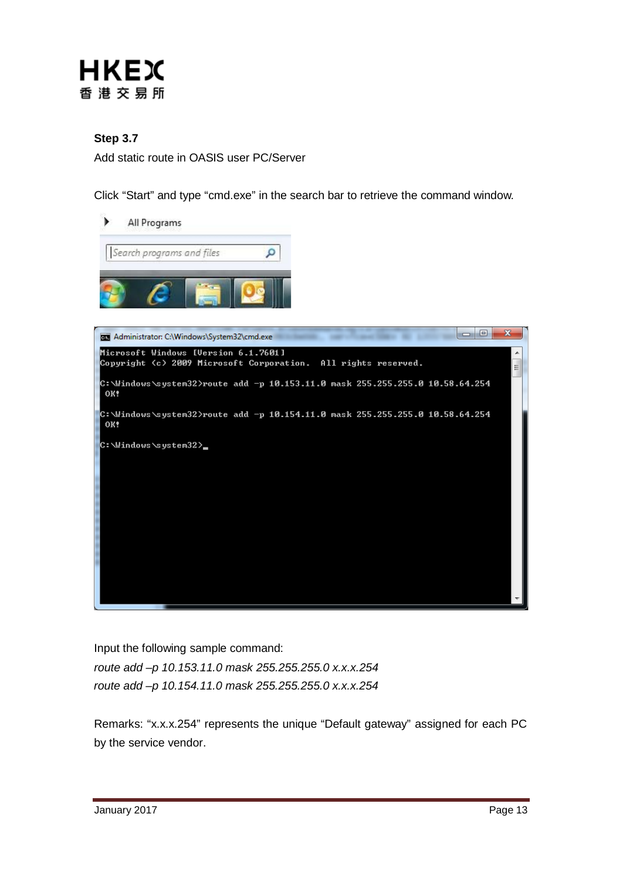**Step 3.7**

Add static route in OASIS user PC/Server

Click “Start” and type “cmd.exe” in the search bar to retrieve the command window.

Input the following sample command:

*route add –p 10.153.11.0 mask 255.255.255.0 x.x.x.254*

*route add –p 10.154.11.0 mask 255.255.255.0 x.x.x.254*

Remarks: “x.x.x.254” represents the unique “Default gateway” assigned for each PC by the service vendor.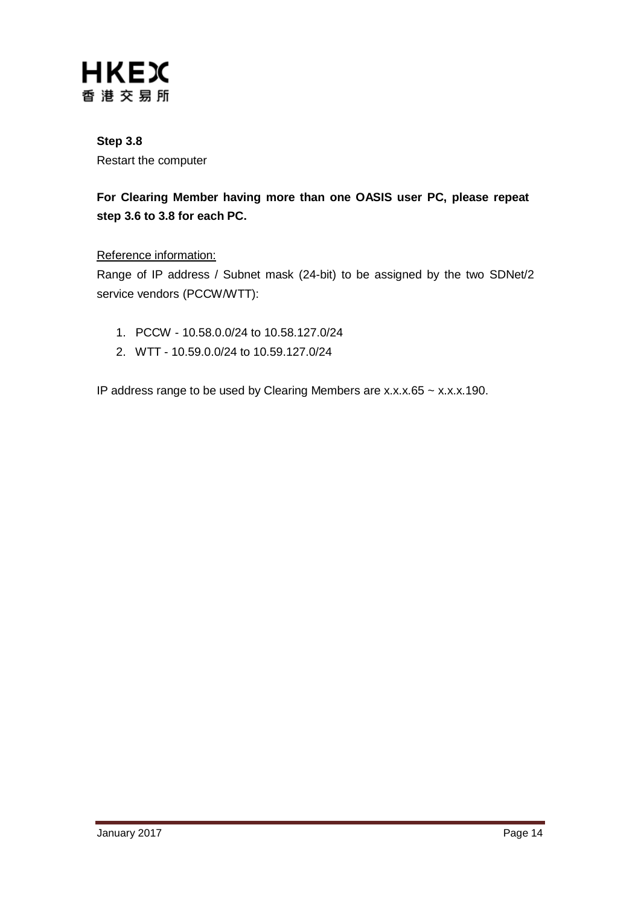**Step 3.8**

Restart the computer

**For Clearing Member having more than one OASIS user PC, please repeat step 3.6 to 3.8 for each PC.**

<u>Reference information:</u>

Range of IP address / Subnet mask (24-bit) to be assigned by the two SDNet/2 service vendors (PCCW/WTT):

1. PCCW - 10.58.0.0/24 to 10.58.127.0/24
2. WTT - 10.59.0.0/24 to 10.59.127.0/24

IP address range to be used by Clearing Members are x.x.x.65 ~ x.x.x.190.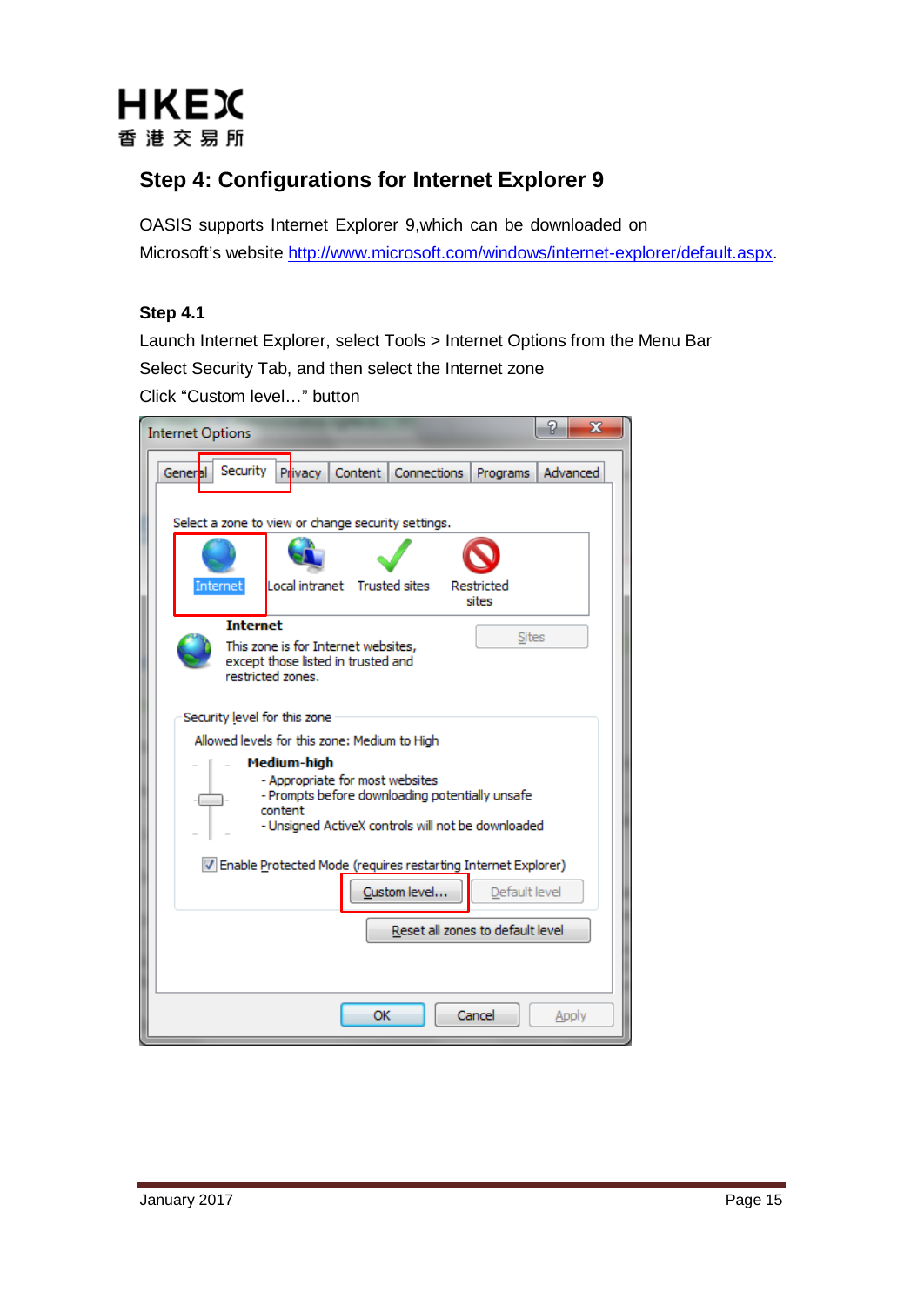## Step 4: Configurations for Internet Explorer 9

OASIS supports Internet Explorer 9,which can be downloaded on Microsoft's website http://www.microsoft.com/windows/internet-explorer/default.aspx.

**Step 4.1**

Launch Internet Explorer, select Tools > Internet Options from the Menu Bar

Select Security Tab, and then select the Internet zone

Click "Custom level…" button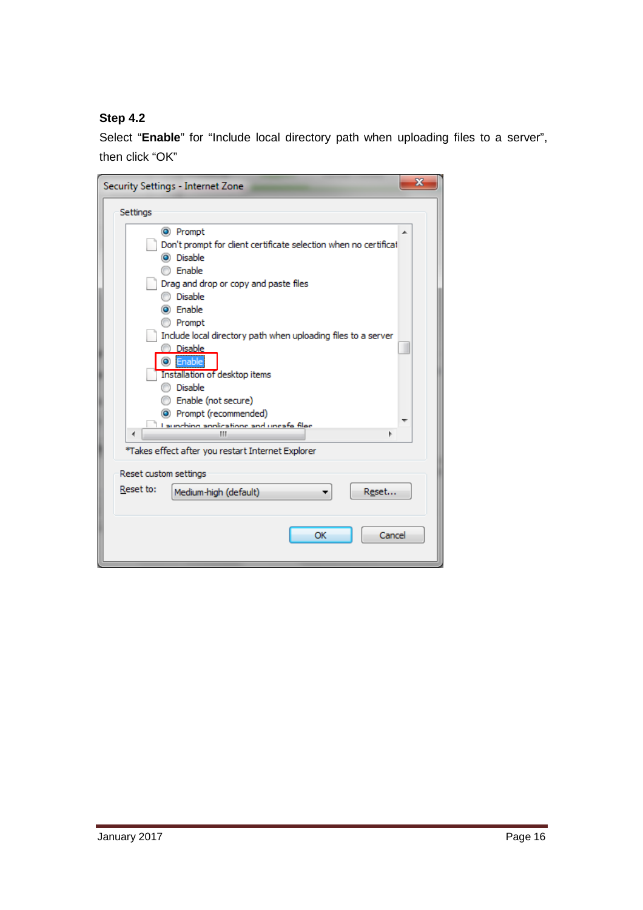**Step 4.2**

Select “**Enable**” for “Include local directory path when uploading files to a server”, then click “OK”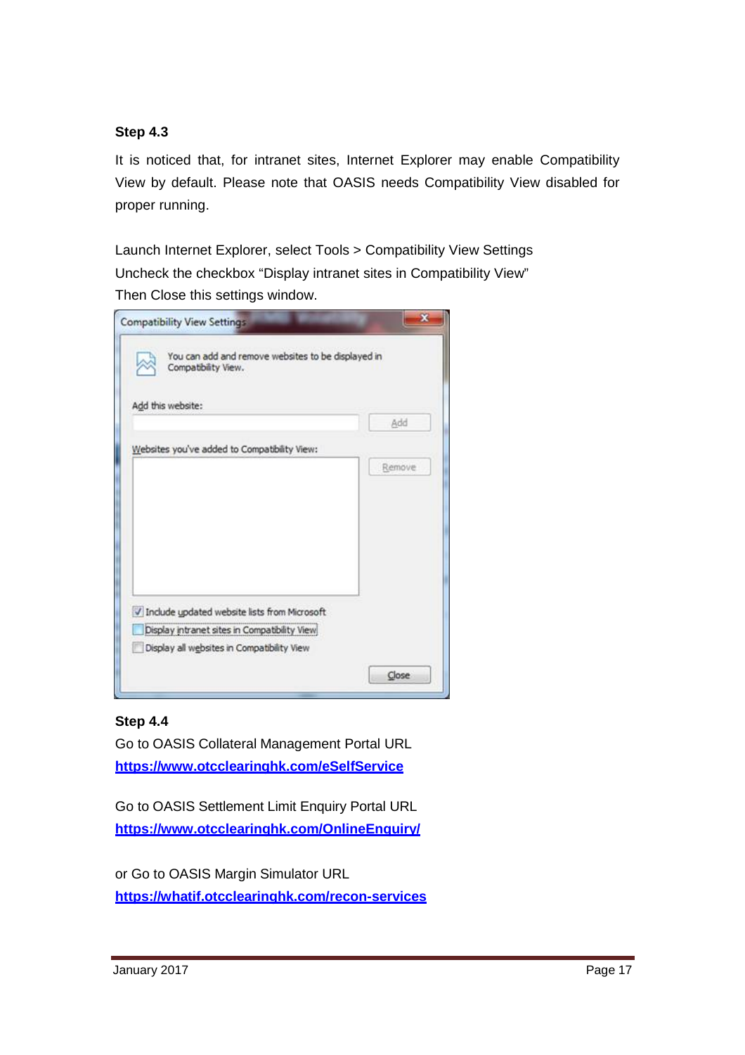**Step 4.3**

It is noticed that, for intranet sites, Internet Explorer may enable Compatibility View by default. Please note that OASIS needs Compatibility View disabled for proper running.

Launch Internet Explorer, select Tools > Compatibility View Settings
Uncheck the checkbox "Display intranet sites in Compatibility View"
Then Close this settings window.

**Step 4.4**

Go to OASIS Collateral Management Portal URL
**https://www.otcclearinghk.com/eSelfService**

Go to OASIS Settlement Limit Enquiry Portal URL
**https://www.otcclearinghk.com/OnlineEnquiry/**

or Go to OASIS Margin Simulator URL
**https://whatif.otcclearinghk.com/recon-services**

January 2017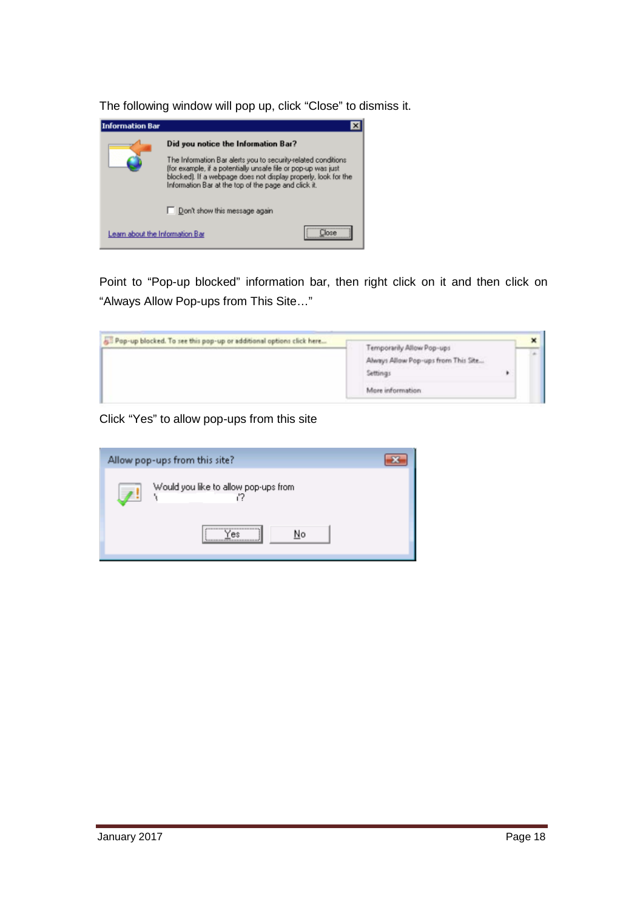The following window will pop up, click “Close” to dismiss it.

Point to “Pop-up blocked” information bar, then right click on it and then click on “Always Allow Pop-ups from This Site…”

Click “Yes” to allow pop-ups from this site